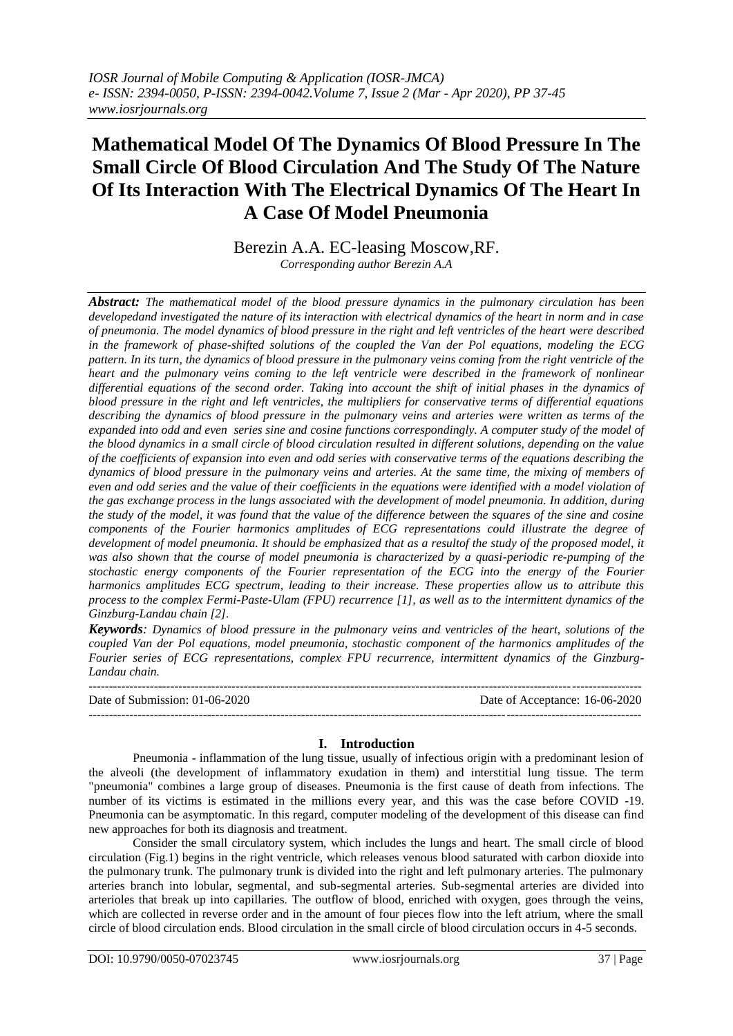# Mathematical Model Of The Dynamics Of Blood Pressure In The Small Circle Of Blood Circulation And The Study Of The Nature Of Its Interaction With The Electrical Dynamics Of The Heart In A Case Of Model Pneumonia

Berezin A.A. EC-leasing Moscow,RF.

*Corresponding author Berezin A.A*

***Abstract:*** *The mathematical model of the blood pressure dynamics in the pulmonary circulation has been developedand investigated the nature of its interaction with electrical dynamics of the heart in norm and in case of pneumonia. The model dynamics of blood pressure in the right and left ventricles of the heart were described in the framework of phase-shifted solutions of the coupled the Van der Pol equations, modeling the ECG pattern. In its turn, the dynamics of blood pressure in the pulmonary veins coming from the right ventricle of the heart and the pulmonary veins coming to the left ventricle were described in the framework of nonlinear differential equations of the second order. Taking into account the shift of initial phases in the dynamics of blood pressure in the right and left ventricles, the multipliers for conservative terms of differential equations describing the dynamics of blood pressure in the pulmonary veins and arteries were written as terms of the expanded into odd and even series sine and cosine functions correspondingly. A computer study of the model of the blood dynamics in a small circle of blood circulation resulted in different solutions, depending on the value of the coefficients of expansion into even and odd series with conservative terms of the equations describing the dynamics of blood pressure in the pulmonary veins and arteries. At the same time, the mixing of members of even and odd series and the value of their coefficients in the equations were identified with a model violation of the gas exchange process in the lungs associated with the development of model pneumonia. In addition, during the study of the model, it was found that the value of the difference between the squares of the sine and cosine components of the Fourier harmonics amplitudes of ECG representations could illustrate the degree of development of model pneumonia. It should be emphasized that as a resultof the study of the proposed model, it was also shown that the course of model pneumonia is characterized by a quasi-periodic re-pumping of the stochastic energy components of the Fourier representation of the ECG into the energy of the Fourier harmonics amplitudes ECG spectrum, leading to their increase. These properties allow us to attribute this process to the complex Fermi-Paste-Ulam (FPU) recurrence [1], as well as to the intermittent dynamics of the Ginzburg-Landau chain [2].*

***Keywords****: Dynamics of blood pressure in the pulmonary veins and ventricles of the heart, solutions of the coupled Van der Pol equations, model pneumonia, stochastic component of the harmonics amplitudes of the Fourier series of ECG representations, complex FPU recurrence, intermittent dynamics of the Ginzburg-Landau chain.*

---

Date of Submission: 01-06-2020 &nbsp;&nbsp;&nbsp;&nbsp;&nbsp;&nbsp;&nbsp;&nbsp; Date of Acceptance: 16-06-2020

---

## I. Introduction

Pneumonia - inflammation of the lung tissue, usually of infectious origin with a predominant lesion of the alveoli (the development of inflammatory exudation in them) and interstitial lung tissue. The term "pneumonia" combines a large group of diseases. Pneumonia is the first cause of death from infections. The number of its victims is estimated in the millions every year, and this was the case before COVID -19. Pneumonia can be asymptomatic. In this regard, computer modeling of the development of this disease can find new approaches for both its diagnosis and treatment.

Consider the small circulatory system, which includes the lungs and heart. The small circle of blood circulation (Fig.1) begins in the right ventricle, which releases venous blood saturated with carbon dioxide into the pulmonary trunk. The pulmonary trunk is divided into the right and left pulmonary arteries. The pulmonary arteries branch into lobular, segmental, and sub-segmental arteries. Sub-segmental arteries are divided into arterioles that break up into capillaries. The outflow of blood, enriched with oxygen, goes through the veins, which are collected in reverse order and in the amount of four pieces flow into the left atrium, where the small circle of blood circulation ends. Blood circulation in the small circle of blood circulation occurs in 4-5 seconds.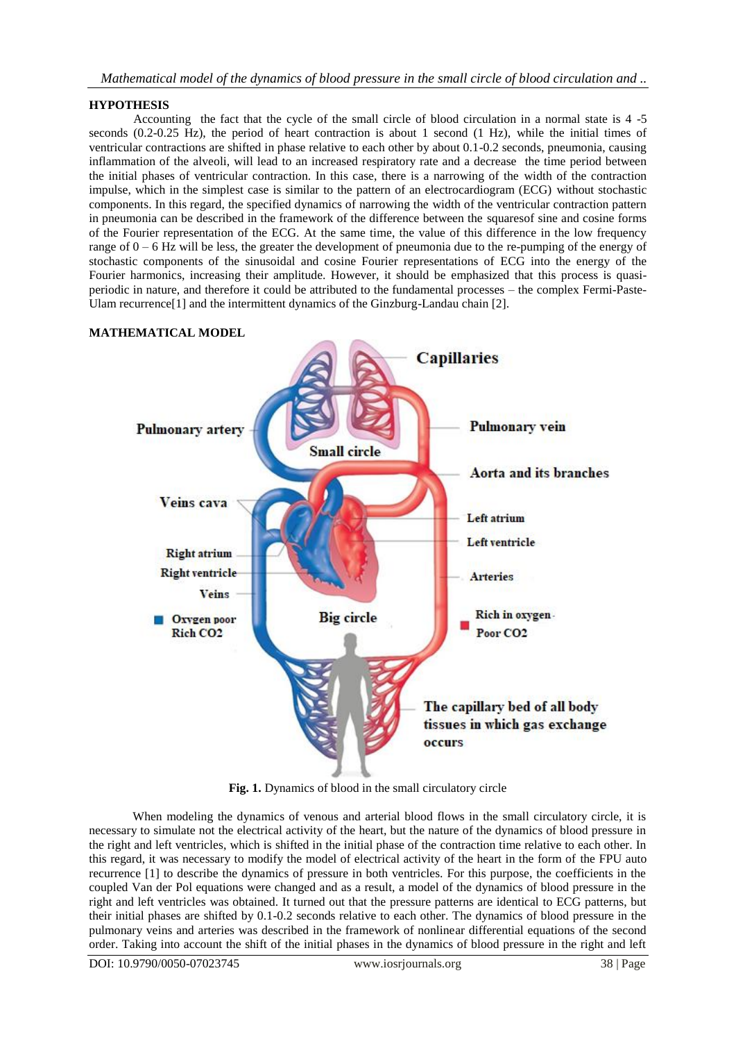## HYPOTHESIS

Accounting the fact that the cycle of the small circle of blood circulation in a normal state is 4 -5 seconds (0.2-0.25 Hz), the period of heart contraction is about 1 second (1 Hz), while the initial times of ventricular contractions are shifted in phase relative to each other by about 0.1-0.2 seconds, pneumonia, causing inflammation of the alveoli, will lead to an increased respiratory rate and a decrease the time period between the initial phases of ventricular contraction. In this case, there is a narrowing of the width of the contraction impulse, which in the simplest case is similar to the pattern of an electrocardiogram (ECG) without stochastic components. In this regard, the specified dynamics of narrowing the width of the ventricular contraction pattern in pneumonia can be described in the framework of the difference between the squaresof sine and cosine forms of the Fourier representation of the ECG. At the same time, the value of this difference in the low frequency range of 0 – 6 Hz will be less, the greater the development of pneumonia due to the re-pumping of the energy of stochastic components of the sinusoidal and cosine Fourier representations of ECG into the energy of the Fourier harmonics, increasing their amplitude. However, it should be emphasized that this process is quasi-periodic in nature, and therefore it could be attributed to the fundamental processes – the complex Fermi-Paste-Ulam recurrence[1] and the intermittent dynamics of the Ginzburg-Landau chain [2].

## MATHEMATICAL MODEL

**Fig. 1.** Dynamics of blood in the small circulatory circle

When modeling the dynamics of venous and arterial blood flows in the small circulatory circle, it is necessary to simulate not the electrical activity of the heart, but the nature of the dynamics of blood pressure in the right and left ventricles, which is shifted in the initial phase of the contraction time relative to each other. In this regard, it was necessary to modify the model of electrical activity of the heart in the form of the FPU auto recurrence [1] to describe the dynamics of pressure in both ventricles. For this purpose, the coefficients in the coupled Van der Pol equations were changed and as a result, a model of the dynamics of blood pressure in the right and left ventricles was obtained. It turned out that the pressure patterns are identical to ECG patterns, but their initial phases are shifted by 0.1-0.2 seconds relative to each other. The dynamics of blood pressure in the pulmonary veins and arteries was described in the framework of nonlinear differential equations of the second order. Taking into account the shift of the initial phases in the dynamics of blood pressure in the right and left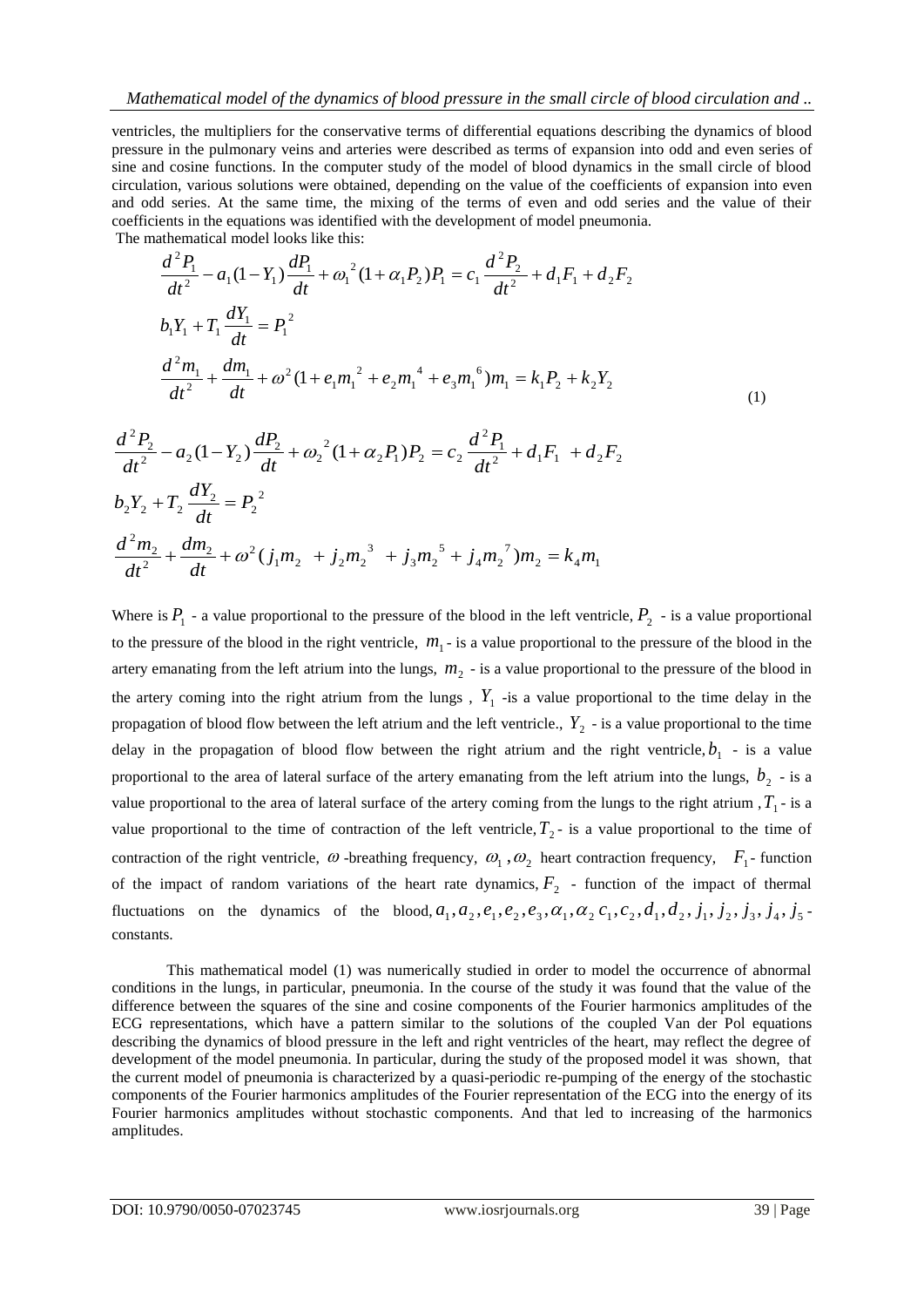ventricles, the multipliers for the conservative terms of differential equations describing the dynamics of blood pressure in the pulmonary veins and arteries were described as terms of expansion into odd and even series of sine and cosine functions. In the computer study of the model of blood dynamics in the small circle of blood circulation, various solutions were obtained, depending on the value of the coefficients of expansion into even and odd series. At the same time, the mixing of the terms of even and odd series and the value of their coefficients in the equations was identified with the development of model pneumonia.

The mathematical model looks like this:

$$
\begin{aligned}
&\frac{d^2P_1}{dt^2} - a_1(1-Y_1)\frac{dP_1}{dt} + \omega_1^{\,2}(1+\alpha_1 P_2)P_1 = c_1\frac{d^2P_2}{dt^2} + d_1F_1 + d_2F_2 \\
&b_1Y_1 + T_1\frac{dY_1}{dt} = P_1^{\,2} \\
&\frac{d^2m_1}{dt^2} + \frac{dm_1}{dt} + \omega^2(1+e_1m_1^{\,2} + e_2m_1^{\,4} + e_3m_1^{\,6})m_1 = k_1P_2 + k_2Y_2 \\
&\frac{d^2P_2}{dt^2} - a_2(1-Y_2)\frac{dP_2}{dt} + \omega_2^{\,2}(1+\alpha_2 P_1)P_2 = c_2\frac{d^2P_1}{dt^2} + d_1F_1 + d_2F_2 \\
&b_2Y_2 + T_2\frac{dY_2}{dt} = P_2^{\,2} \\
&\frac{d^2m_2}{dt^2} + \frac{dm_2}{dt} + \omega^2(j_1m_2 + j_2m_2^{\,3} + j_3m_2^{\,5} + j_4m_2^{\,7})m_2 = k_4m_1
\end{aligned}
\tag{1}
$$

Where is $P_1$ - a value proportional to the pressure of the blood in the left ventricle, $P_2$ - is a value proportional to the pressure of the blood in the right ventricle, $m_1$ - is a value proportional to the pressure of the blood in the artery emanating from the left atrium into the lungs, $m_2$ - is a value proportional to the pressure of the blood in the artery coming into the right atrium from the lungs , $Y_1$ -is a value proportional to the time delay in the propagation of blood flow between the left atrium and the left ventricle., $Y_2$ - is a value proportional to the time delay in the propagation of blood flow between the right atrium and the right ventricle, $b_1$ - is a value proportional to the area of lateral surface of the artery emanating from the left atrium into the lungs, $b_2$ - is a value proportional to the area of lateral surface of the artery coming from the lungs to the right atrium , $T_1$ - is a value proportional to the time of contraction of the left ventricle, $T_2$ - is a value proportional to the time of contraction of the right ventricle, $\omega$ -breathing frequency, $\omega_1, \omega_2$ heart contraction frequency, $F_1$ - function of the impact of random variations of the heart rate dynamics, $F_2$ - function of the impact of thermal fluctuations on the dynamics of the blood, $a_1, a_2, e_1, e_2, e_3, \alpha_1, \alpha_2\, c_1, c_2, d_1, d_2, j_1, j_2, j_3, j_4, j_5$ - constants.

This mathematical model (1) was numerically studied in order to model the occurrence of abnormal conditions in the lungs, in particular, pneumonia. In the course of the study it was found that the value of the difference between the squares of the sine and cosine components of the Fourier harmonics amplitudes of the ECG representations, which have a pattern similar to the solutions of the coupled Van der Pol equations describing the dynamics of blood pressure in the left and right ventricles of the heart, may reflect the degree of development of the model pneumonia. In particular, during the study of the proposed model it was shown, that the current model of pneumonia is characterized by a quasi-periodic re-pumping of the energy of the stochastic components of the Fourier harmonics amplitudes of the Fourier representation of the ECG into the energy of its Fourier harmonics amplitudes without stochastic components. And that led to increasing of the harmonics amplitudes.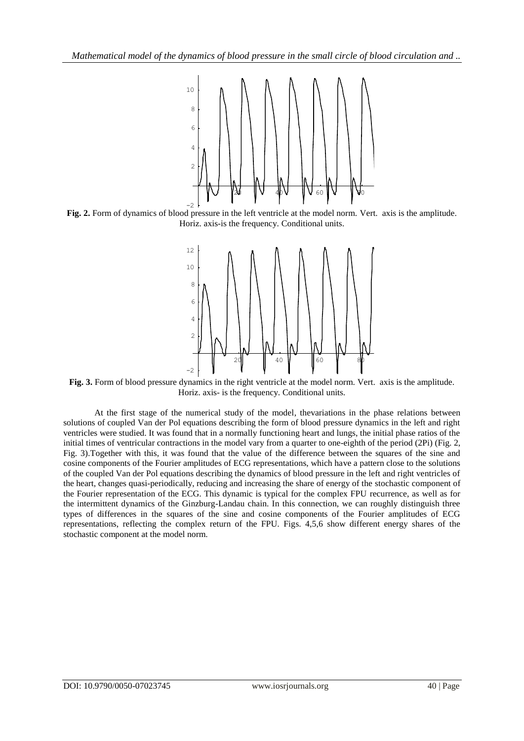**Fig. 2.** Form of dynamics of blood pressure in the left ventricle at the model norm. Vert. axis is the amplitude. Horiz. axis-is the frequency. Conditional units.

**Fig. 3.** Form of blood pressure dynamics in the right ventricle at the model norm. Vert. axis is the amplitude. Horiz. axis- is the frequency. Conditional units.

At the first stage of the numerical study of the model, thevariations in the phase relations between solutions of coupled Van der Pol equations describing the form of blood pressure dynamics in the left and right ventricles were studied. It was found that in a normally functioning heart and lungs, the initial phase ratios of the initial times of ventricular contractions in the model vary from a quarter to one-eighth of the period (2Pi) (Fig. 2, Fig. 3).Together with this, it was found that the value of the difference between the squares of the sine and cosine components of the Fourier amplitudes of ECG representations, which have a pattern close to the solutions of the coupled Van der Pol equations describing the dynamics of blood pressure in the left and right ventricles of the heart, changes quasi-periodically, reducing and increasing the share of energy of the stochastic component of the Fourier representation of the ECG. This dynamic is typical for the complex FPU recurrence, as well as for the intermittent dynamics of the Ginzburg-Landau chain. In this connection, we can roughly distinguish three types of differences in the squares of the sine and cosine components of the Fourier amplitudes of ECG representations, reflecting the complex return of the FPU. Figs. 4,5,6 show different energy shares of the stochastic component at the model norm.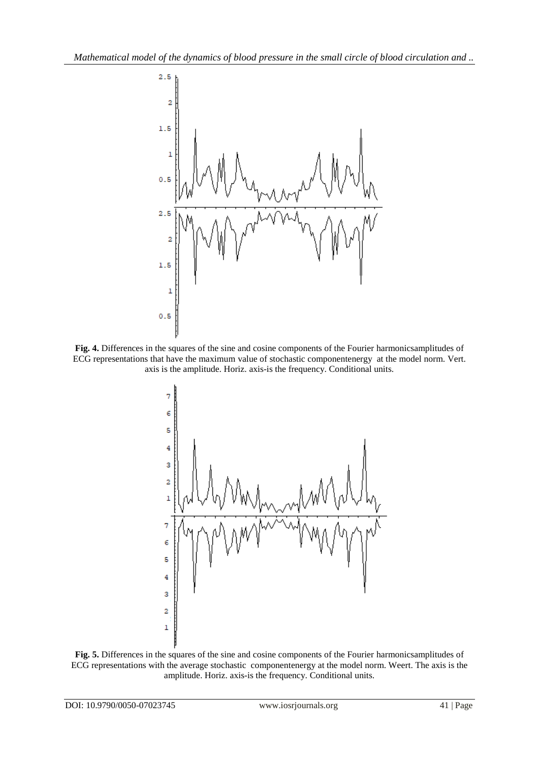**Fig. 4.** Differences in the squares of the sine and cosine components of the Fourier harmonicsamplitudes of ECG representations that have the maximum value of stochastic componentenergy at the model norm. Vert. axis is the amplitude. Horiz. axis-is the frequency. Conditional units.

**Fig. 5.** Differences in the squares of the sine and cosine components of the Fourier harmonicsamplitudes of ECG representations with the average stochastic componentenergy at the model norm. Weert. The axis is the amplitude. Horiz. axis-is the frequency. Conditional units.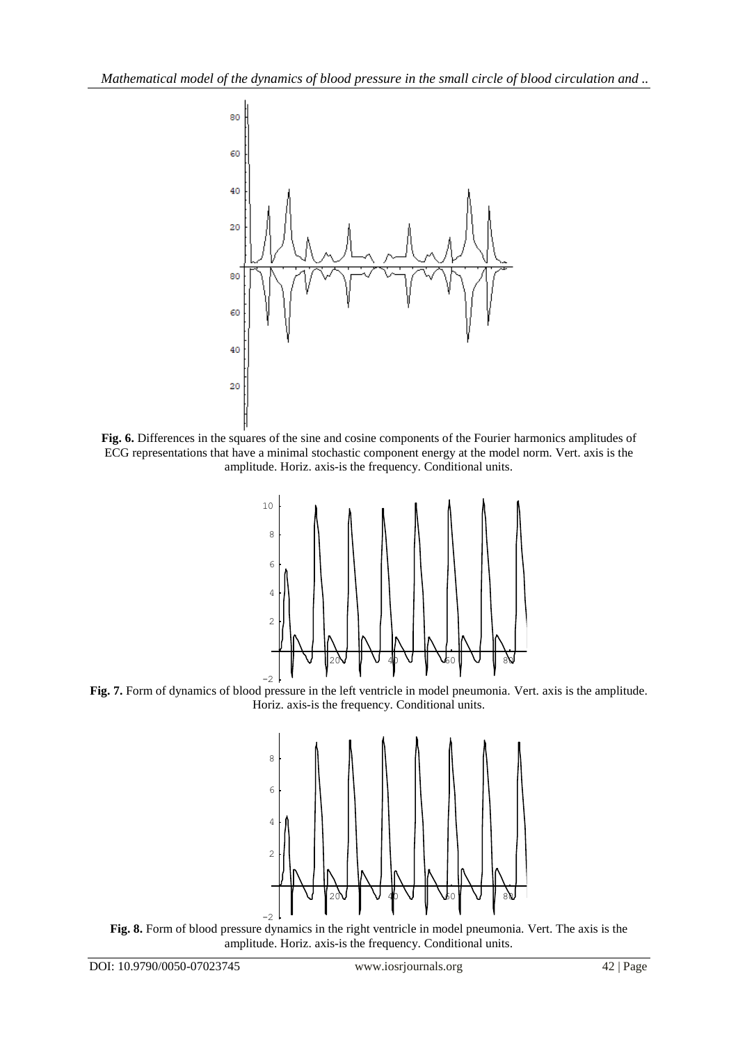**Fig. 6.** Differences in the squares of the sine and cosine components of the Fourier harmonics amplitudes of ECG representations that have a minimal stochastic component energy at the model norm. Vert. axis is the amplitude. Horiz. axis-is the frequency. Conditional units.

**Fig. 7.** Form of dynamics of blood pressure in the left ventricle in model pneumonia. Vert. axis is the amplitude. Horiz. axis-is the frequency. Conditional units.

**Fig. 8.** Form of blood pressure dynamics in the right ventricle in model pneumonia. Vert. The axis is the amplitude. Horiz. axis-is the frequency. Conditional units.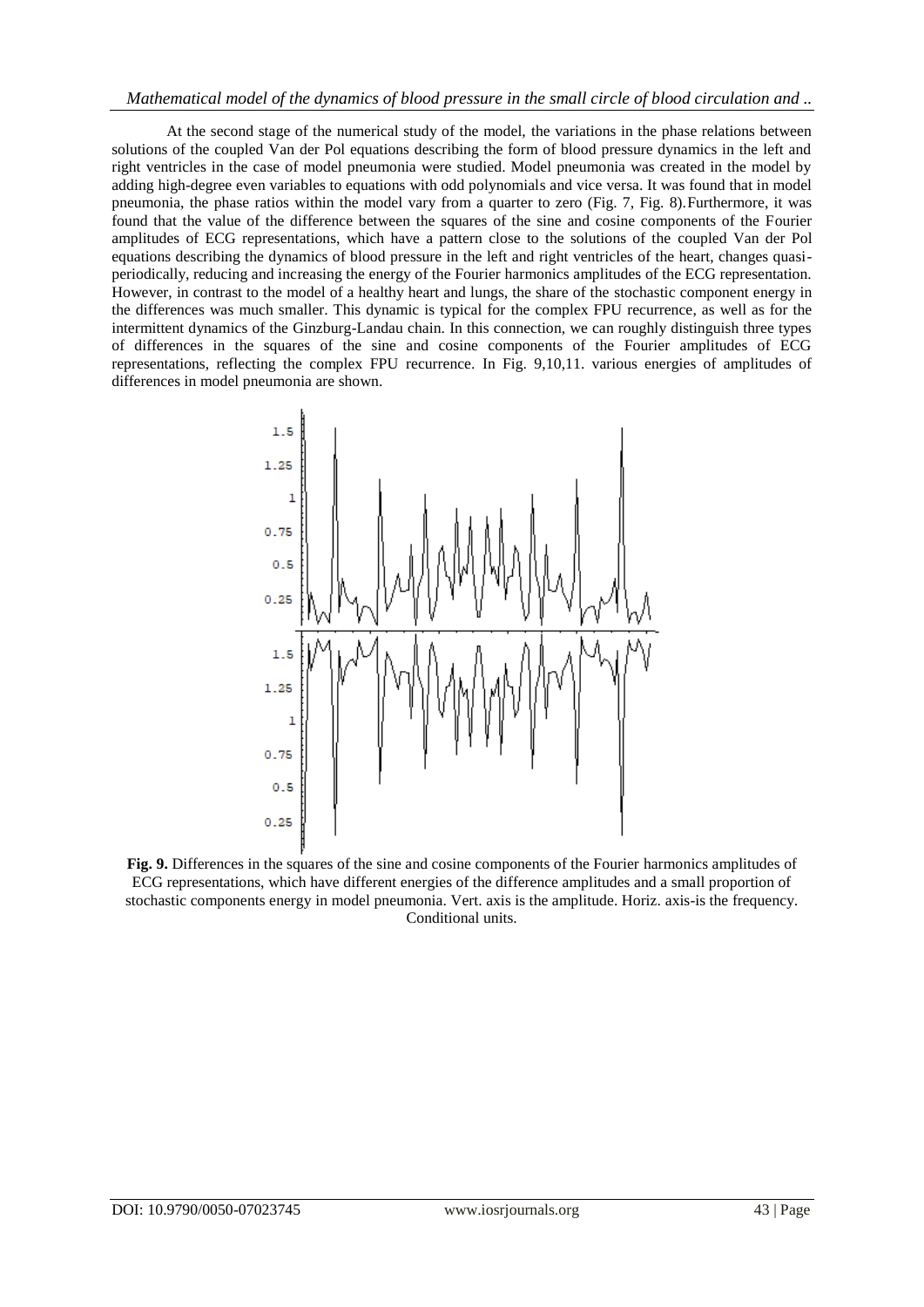At the second stage of the numerical study of the model, the variations in the phase relations between solutions of the coupled Van der Pol equations describing the form of blood pressure dynamics in the left and right ventricles in the case of model pneumonia were studied. Model pneumonia was created in the model by adding high-degree even variables to equations with odd polynomials and vice versa. It was found that in model pneumonia, the phase ratios within the model vary from a quarter to zero (Fig. 7, Fig. 8). Furthermore, it was found that the value of the difference between the squares of the sine and cosine components of the Fourier amplitudes of ECG representations, which have a pattern close to the solutions of the coupled Van der Pol equations describing the dynamics of blood pressure in the left and right ventricles of the heart, changes quasi-periodically, reducing and increasing the energy of the Fourier harmonics amplitudes of the ECG representation. However, in contrast to the model of a healthy heart and lungs, the share of the stochastic component energy in the differences was much smaller. This dynamic is typical for the complex FPU recurrence, as well as for the intermittent dynamics of the Ginzburg-Landau chain. In this connection, we can roughly distinguish three types of differences in the squares of the sine and cosine components of the Fourier amplitudes of ECG representations, reflecting the complex FPU recurrence. In Fig. 9,10,11. various energies of amplitudes of differences in model pneumonia are shown.

**Fig. 9.** Differences in the squares of the sine and cosine components of the Fourier harmonics amplitudes of ECG representations, which have different energies of the difference amplitudes and a small proportion of stochastic components energy in model pneumonia. Vert. axis is the amplitude. Horiz. axis-is the frequency. Conditional units.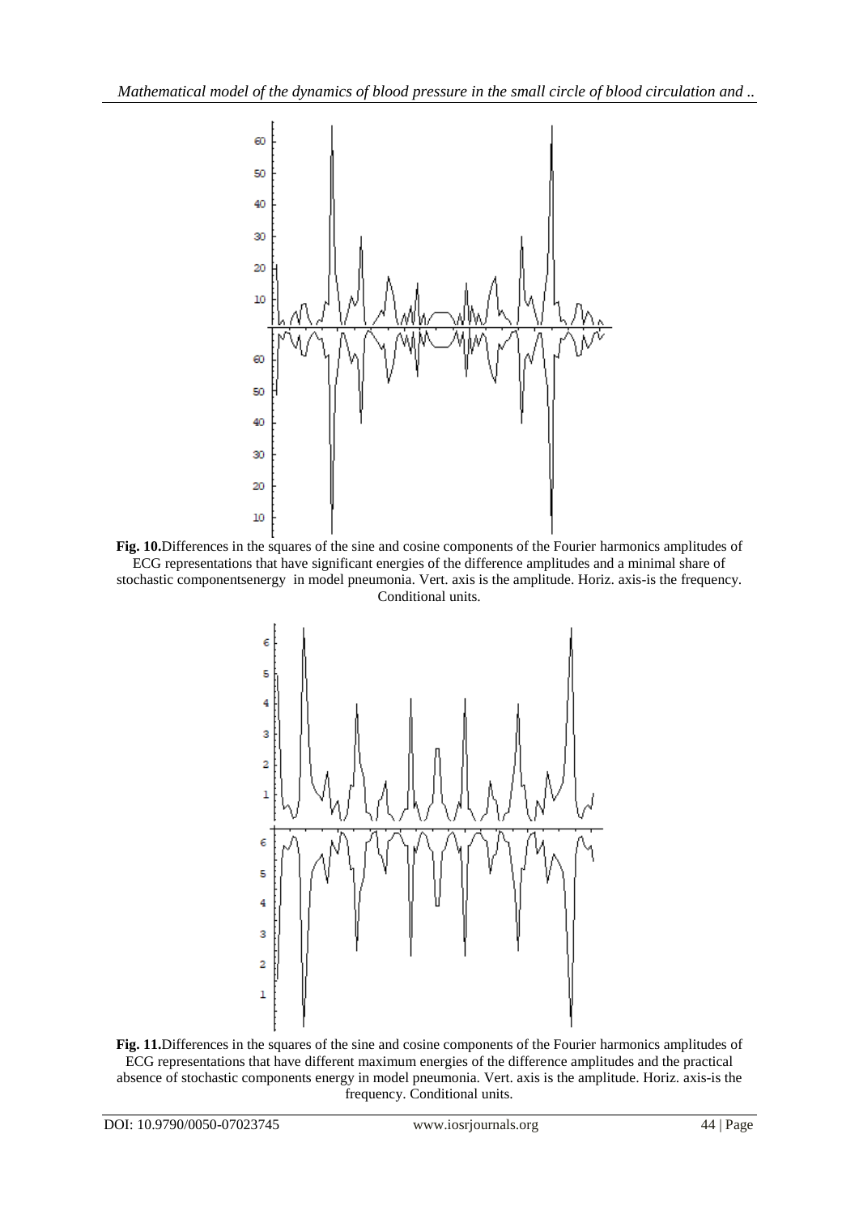**Fig. 10.** Differences in the squares of the sine and cosine components of the Fourier harmonics amplitudes of ECG representations that have significant energies of the difference amplitudes and a minimal share of stochastic componentsenergy in model pneumonia. Vert. axis is the amplitude. Horiz. axis-is the frequency. Conditional units.

**Fig. 11.** Differences in the squares of the sine and cosine components of the Fourier harmonics amplitudes of ECG representations that have different maximum energies of the difference amplitudes and the practical absence of stochastic components energy in model pneumonia. Vert. axis is the amplitude. Horiz. axis-is the frequency. Conditional units.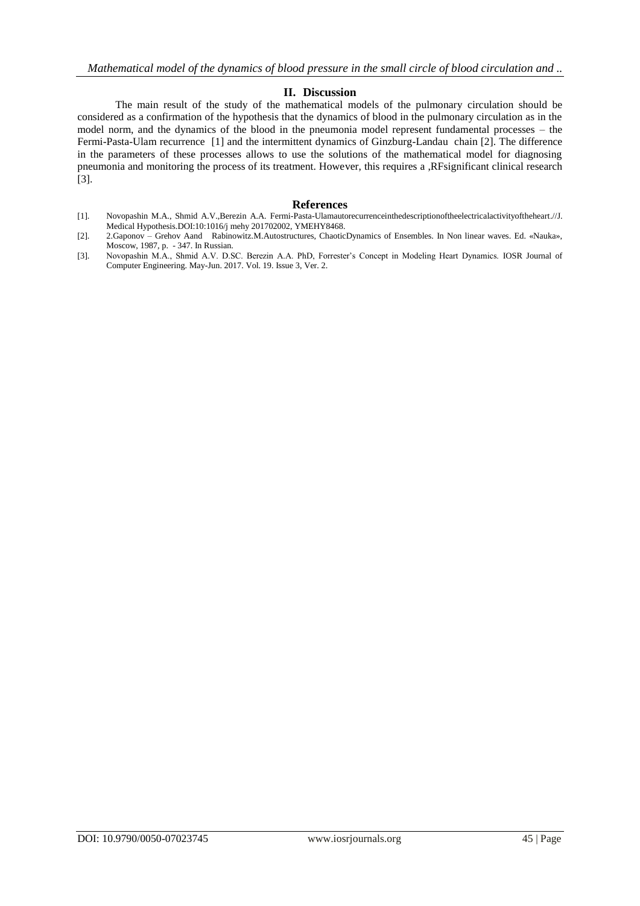## II. Discussion

The main result of the study of the mathematical models of the pulmonary circulation should be considered as a confirmation of the hypothesis that the dynamics of blood in the pulmonary circulation as in the model norm, and the dynamics of the blood in the pneumonia model represent fundamental processes – the Fermi-Pasta-Ulam recurrence [1] and the intermittent dynamics of Ginzburg-Landau chain [2]. The difference in the parameters of these processes allows to use the solutions of the mathematical model for diagnosing pneumonia and monitoring the process of its treatment. However, this requires a ,RFsignificant clinical research [3].

## References

[1]. Novopashin M.A., Shmid A.V.,Berezin A.A. Fermi-Pasta-Ulamautorecurrenceinthedescriptionoftheelectricalactivityoftheheart.//J. Medical Hypothesis.DOI:10:1016/j mehy 201702002, YMEHY8468.

[2]. 2.Gaponov – Grehov Aand Rabinowitz.M.Autostructures, ChaoticDynamics of Ensembles. In Non linear waves. Ed. «Nauka», Moscow, 1987, p. - 347. In Russian.

[3]. Novopashin M.A., Shmid A.V. D.SC. Berezin A.A. PhD, Forrester's Concept in Modeling Heart Dynamics. IOSR Journal of Computer Engineering. May-Jun. 2017. Vol. 19. Issue 3, Ver. 2.